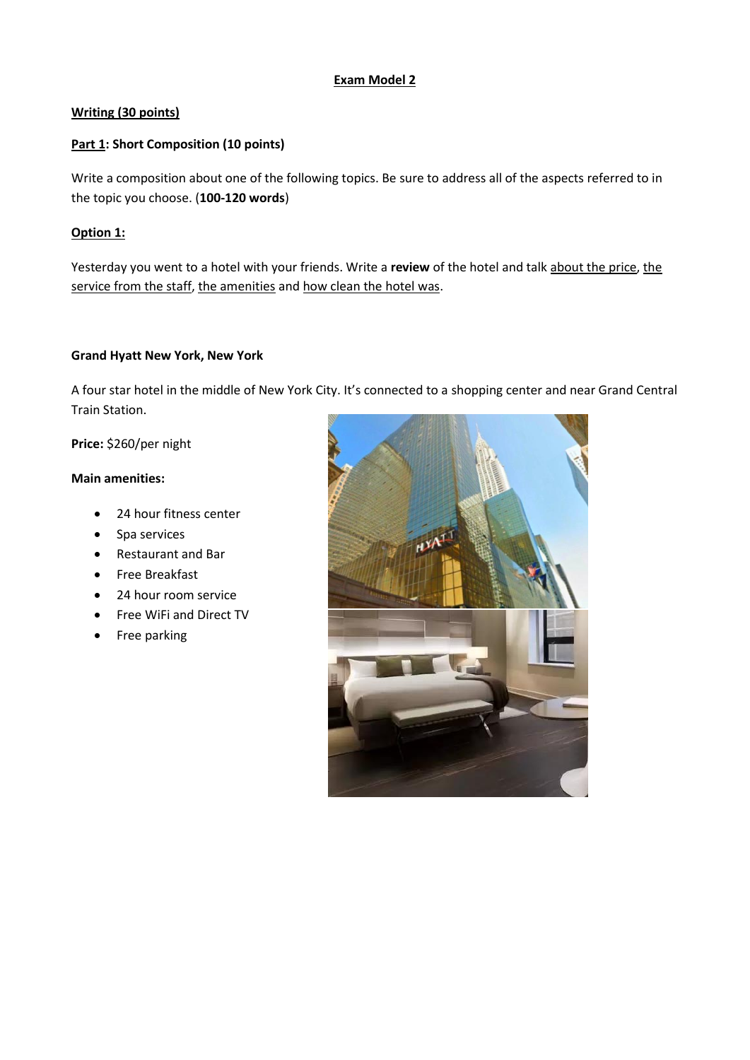# Exam Model 2

## Writing (30 points)

### Part 1: Short Composition (10 points)

Write a composition about one of the following topics. Be sure to address all of the aspects referred to in the topic you choose. (**100-120 words**)

**Option 1:**

Yesterday you went to a hotel with your friends. Write a **review** of the hotel and talk about the price, the service from the staff, the amenities and how clean the hotel was.

**Grand Hyatt New York, New York**

A four star hotel in the middle of New York City. It's connected to a shopping center and near Grand Central Train Station.

**Price:** $260/per night

**Main amenities:**

- 24 hour fitness center
- Spa services
- Restaurant and Bar
- Free Breakfast
- 24 hour room service
- Free WiFi and Direct TV
- Free parking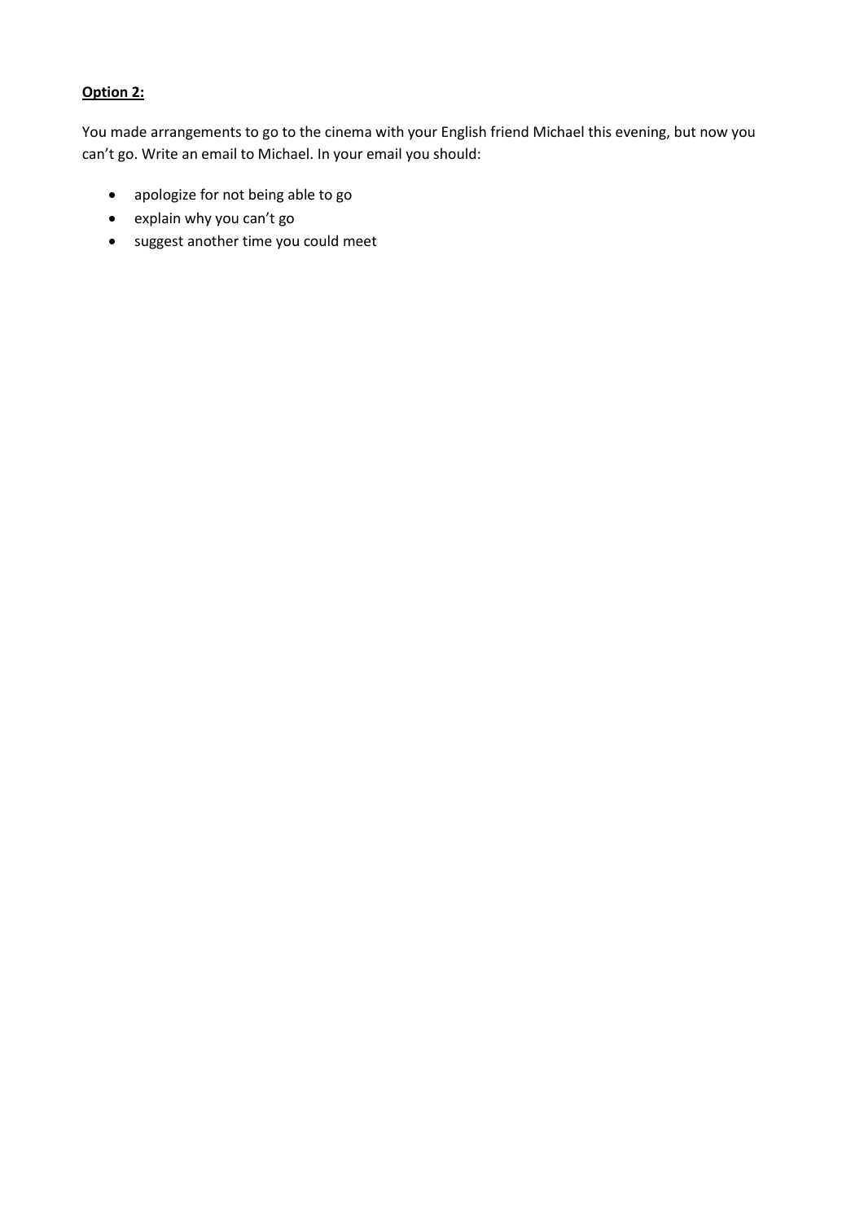**Option 2:**

You made arrangements to go to the cinema with your English friend Michael this evening, but now you can't go. Write an email to Michael. In your email you should:

- apologize for not being able to go
- explain why you can't go
- suggest another time you could meet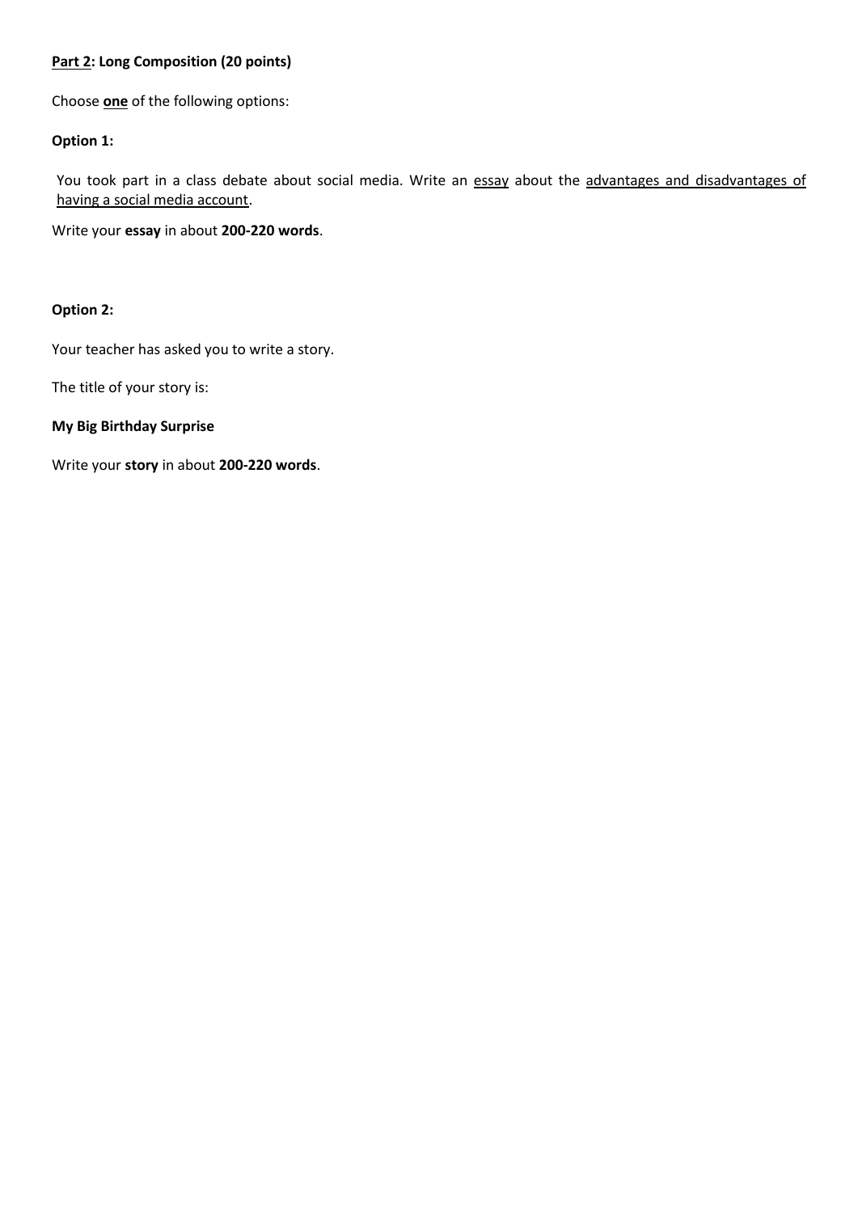**<u>Part 2</u>: Long Composition (20 points)**

Choose **<u>one</u>** of the following options:

**Option 1:**

You took part in a class debate about social media. Write an <u>essay</u> about the <u>advantages and disadvantages of having a social media account</u>.

Write your **essay** in about **200-220 words**.

**Option 2:**

Your teacher has asked you to write a story.

The title of your story is:

**My Big Birthday Surprise**

Write your **story** in about **200-220 words**.